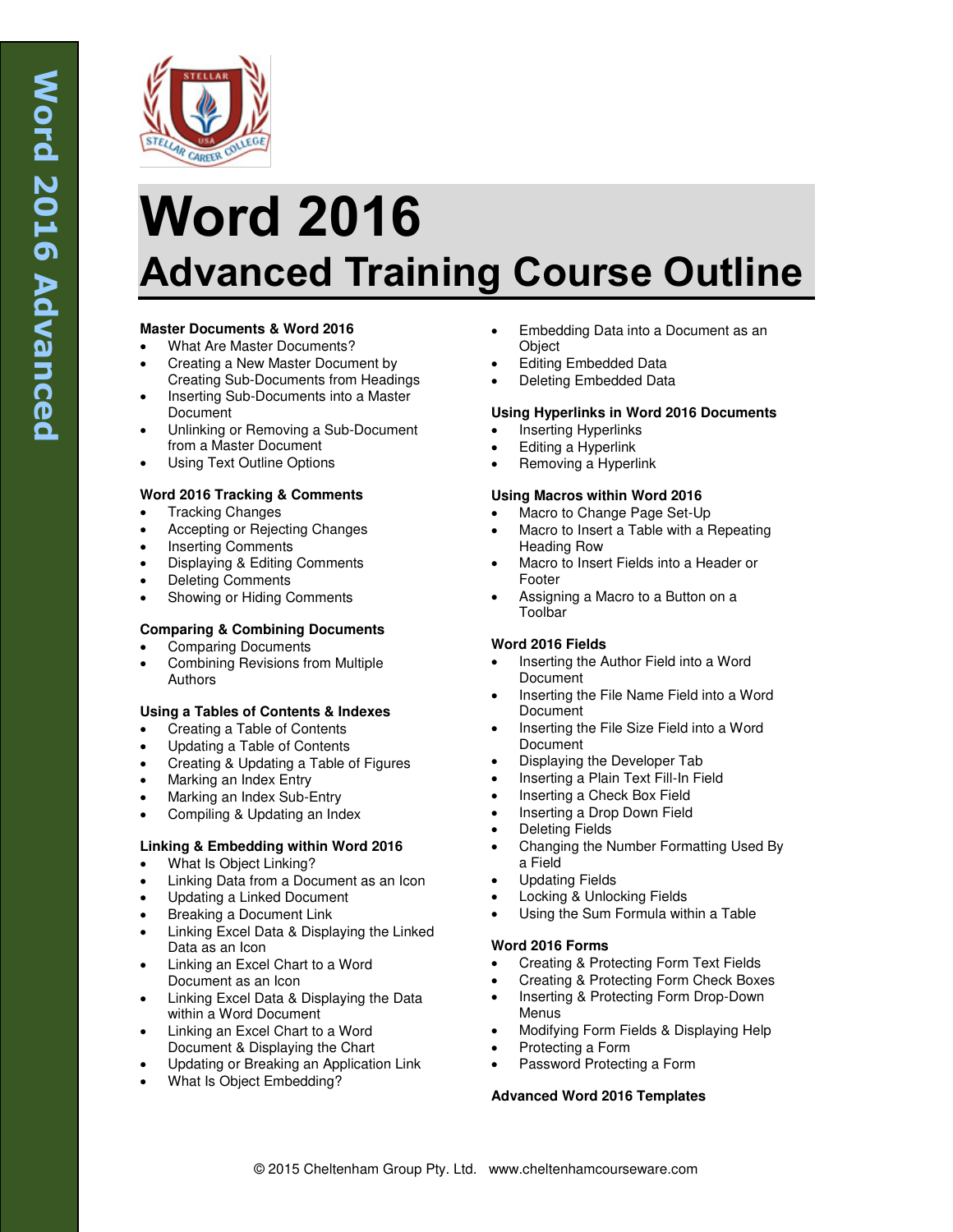# Word 2016

## Advanced Training Course Outline

### Master Documents & Word 2016

- What Are Master Documents?
- Creating a New Master Document by Creating Sub-Documents from Headings
- Inserting Sub-Documents into a Master Document
- Unlinking or Removing a Sub-Document from a Master Document
- Using Text Outline Options

### Word 2016 Tracking & Comments

- Tracking Changes
- Accepting or Rejecting Changes
- Inserting Comments
- Displaying & Editing Comments
- Deleting Comments
- Showing or Hiding Comments

### Comparing & Combining Documents

- Comparing Documents
- Combining Revisions from Multiple Authors

### Using a Tables of Contents & Indexes

- Creating a Table of Contents
- Updating a Table of Contents
- Creating & Updating a Table of Figures
- Marking an Index Entry
- Marking an Index Sub-Entry
- Compiling & Updating an Index

### Linking & Embedding within Word 2016

- What Is Object Linking?
- Linking Data from a Document as an Icon
- Updating a Linked Document
- Breaking a Document Link
- Linking Excel Data & Displaying the Linked Data as an Icon
- Linking an Excel Chart to a Word Document as an Icon
- Linking Excel Data & Displaying the Data within a Word Document
- Linking an Excel Chart to a Word Document & Displaying the Chart
- Updating or Breaking an Application Link
- What Is Object Embedding?
- Embedding Data into a Document as an Object
- Editing Embedded Data
- Deleting Embedded Data

### Using Hyperlinks in Word 2016 Documents

- Inserting Hyperlinks
- Editing a Hyperlink
- Removing a Hyperlink

### Using Macros within Word 2016

- Macro to Change Page Set-Up
- Macro to Insert a Table with a Repeating Heading Row
- Macro to Insert Fields into a Header or Footer
- Assigning a Macro to a Button on a Toolbar

### Word 2016 Fields

- Inserting the Author Field into a Word Document
- Inserting the File Name Field into a Word Document
- Inserting the File Size Field into a Word Document
- Displaying the Developer Tab
- Inserting a Plain Text Fill-In Field
- Inserting a Check Box Field
- Inserting a Drop Down Field
- Deleting Fields
- Changing the Number Formatting Used By a Field
- Updating Fields
- Locking & Unlocking Fields
- Using the Sum Formula within a Table

### Word 2016 Forms

- Creating & Protecting Form Text Fields
- Creating & Protecting Form Check Boxes
- Inserting & Protecting Form Drop-Down Menus
- Modifying Form Fields & Displaying Help
- Protecting a Form
- Password Protecting a Form

### Advanced Word 2016 Templates

© 2015 Cheltenham Group Pty. Ltd. www.cheltenhamcourseware.com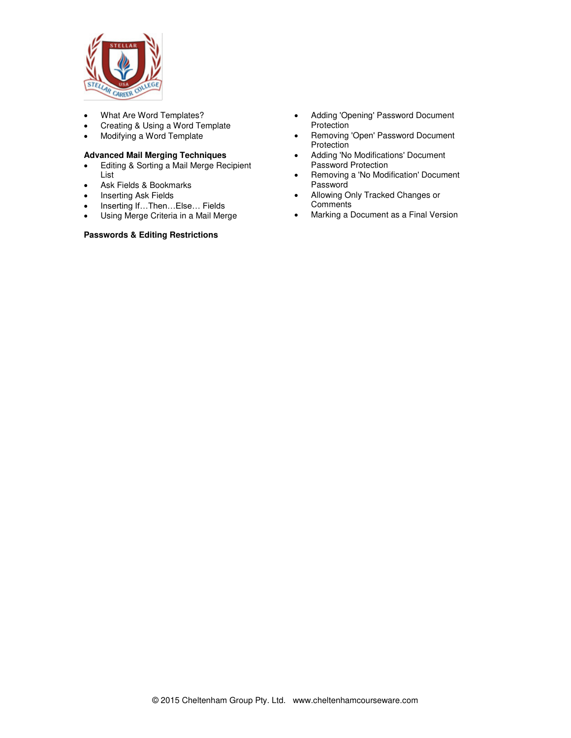- What Are Word Templates?
- Creating & Using a Word Template
- Modifying a Word Template

**Advanced Mail Merging Techniques**

- Editing & Sorting a Mail Merge Recipient List
- Ask Fields & Bookmarks
- Inserting Ask Fields
- Inserting If…Then…Else… Fields
- Using Merge Criteria in a Mail Merge

**Passwords & Editing Restrictions**

- Adding 'Opening' Password Document Protection
- Removing 'Open' Password Document Protection
- Adding 'No Modifications' Document Password Protection
- Removing a 'No Modification' Document Password
- Allowing Only Tracked Changes or Comments
- Marking a Document as a Final Version

© 2015 Cheltenham Group Pty. Ltd. www.cheltenhamcourseware.com